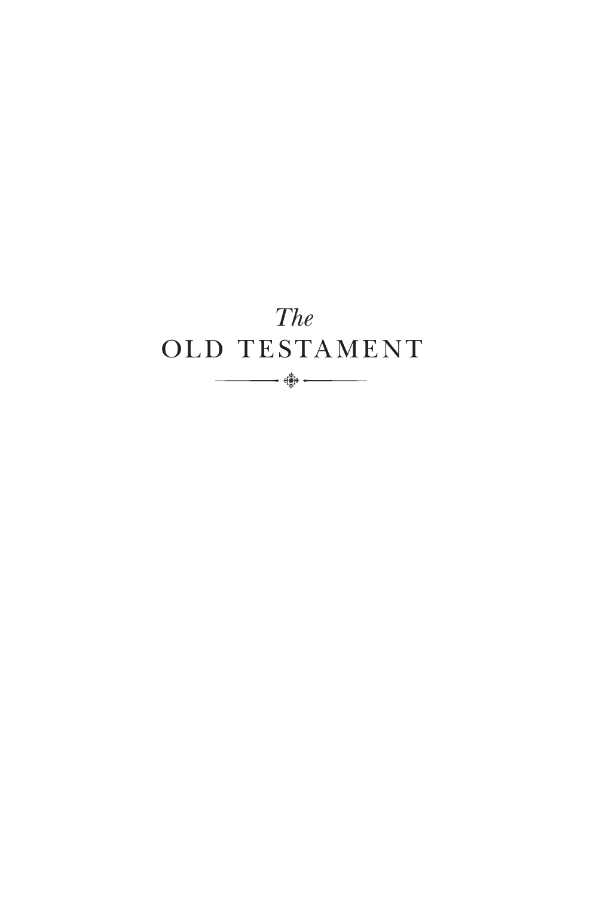# *The* OLD TESTAMENT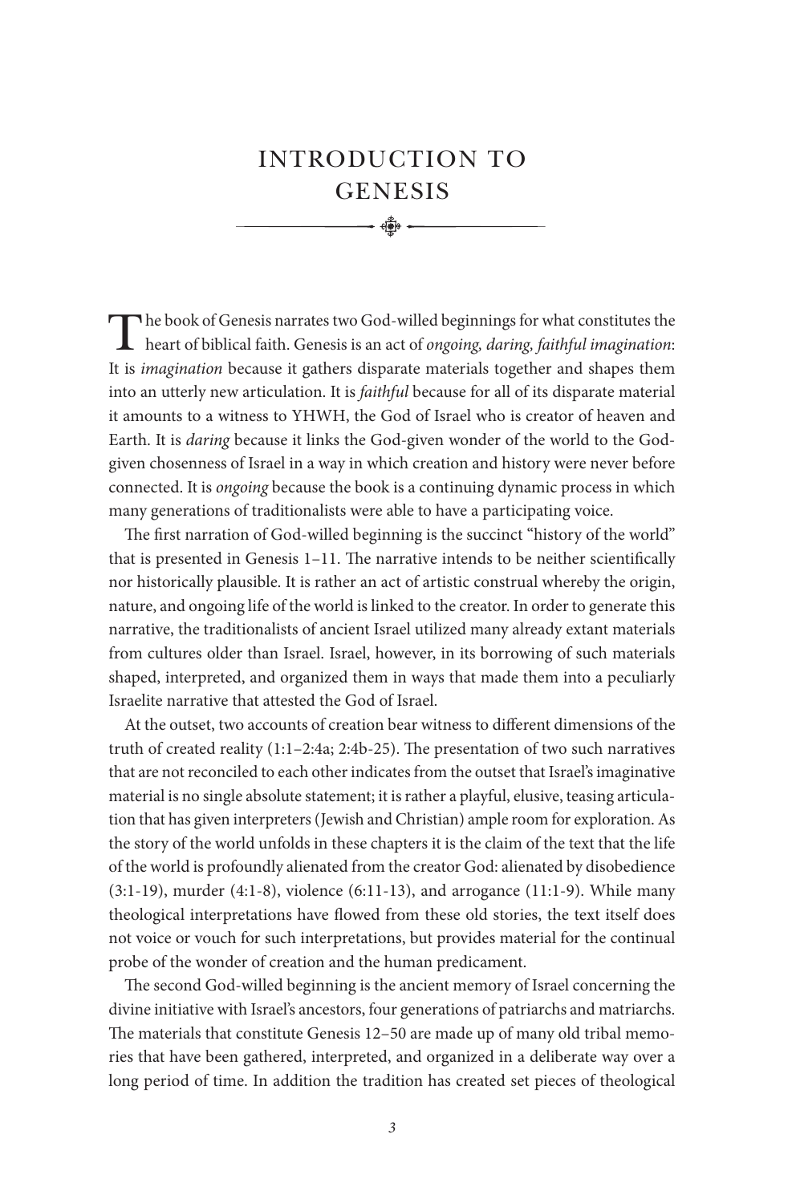# INTRODUCTION TO GENESIS

The book of Genesis narrates two God-willed beginnings for what constitutes the heart of biblical faith. Genesis is an act of *ongoing, daring, faithful imagination*: It is *imagination* because it gathers disparate materials together and shapes them into an utterly new articulation. It is *faithful* because for all of its disparate material it amounts to a witness to YHWH, the God of Israel who is creator of heaven and Earth. It is *daring* because it links the God-given wonder of the world to the God-given chosenness of Israel in a way in which creation and history were never before connected. It is *ongoing* because the book is a continuing dynamic process in which many generations of traditionalists were able to have a participating voice.

The first narration of God-willed beginning is the succinct "history of the world" that is presented in Genesis 1–11. The narrative intends to be neither scientifically nor historically plausible. It is rather an act of artistic construal whereby the origin, nature, and ongoing life of the world is linked to the creator. In order to generate this narrative, the traditionalists of ancient Israel utilized many already extant materials from cultures older than Israel. Israel, however, in its borrowing of such materials shaped, interpreted, and organized them in ways that made them into a peculiarly Israelite narrative that attested the God of Israel.

At the outset, two accounts of creation bear witness to different dimensions of the truth of created reality (1:1–2:4a; 2:4b-25). The presentation of two such narratives that are not reconciled to each other indicates from the outset that Israel's imaginative material is no single absolute statement; it is rather a playful, elusive, teasing articulation that has given interpreters (Jewish and Christian) ample room for exploration. As the story of the world unfolds in these chapters it is the claim of the text that the life of the world is profoundly alienated from the creator God: alienated by disobedience (3:1-19), murder (4:1-8), violence (6:11-13), and arrogance (11:1-9). While many theological interpretations have flowed from these old stories, the text itself does not voice or vouch for such interpretations, but provides material for the continual probe of the wonder of creation and the human predicament.

The second God-willed beginning is the ancient memory of Israel concerning the divine initiative with Israel's ancestors, four generations of patriarchs and matriarchs. The materials that constitute Genesis 12–50 are made up of many old tribal memories that have been gathered, interpreted, and organized in a deliberate way over a long period of time. In addition the tradition has created set pieces of theological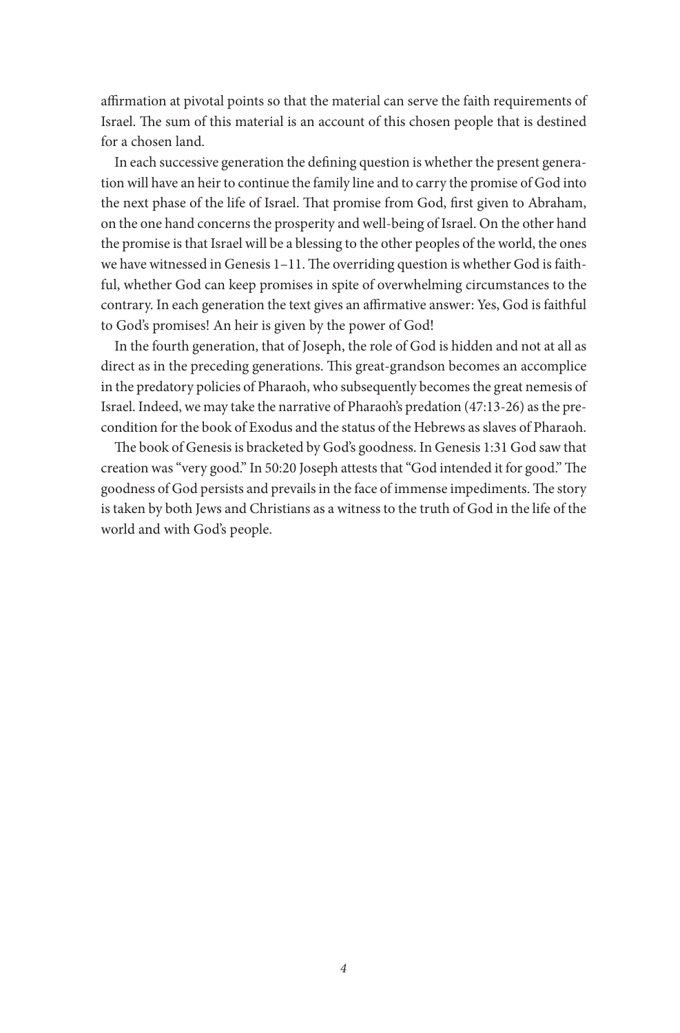affirmation at pivotal points so that the material can serve the faith requirements of Israel. The sum of this material is an account of this chosen people that is destined for a chosen land.

In each successive generation the defining question is whether the present generation will have an heir to continue the family line and to carry the promise of God into the next phase of the life of Israel. That promise from God, first given to Abraham, on the one hand concerns the prosperity and well-being of Israel. On the other hand the promise is that Israel will be a blessing to the other peoples of the world, the ones we have witnessed in Genesis 1–11. The overriding question is whether God is faithful, whether God can keep promises in spite of overwhelming circumstances to the contrary. In each generation the text gives an affirmative answer: Yes, God is faithful to God's promises! An heir is given by the power of God!

In the fourth generation, that of Joseph, the role of God is hidden and not at all as direct as in the preceding generations. This great-grandson becomes an accomplice in the predatory policies of Pharaoh, who subsequently becomes the great nemesis of Israel. Indeed, we may take the narrative of Pharaoh's predation (47:13-26) as the precondition for the book of Exodus and the status of the Hebrews as slaves of Pharaoh.

The book of Genesis is bracketed by God's goodness. In Genesis 1:31 God saw that creation was "very good." In 50:20 Joseph attests that "God intended it for good." The goodness of God persists and prevails in the face of immense impediments. The story is taken by both Jews and Christians as a witness to the truth of God in the life of the world and with God's people.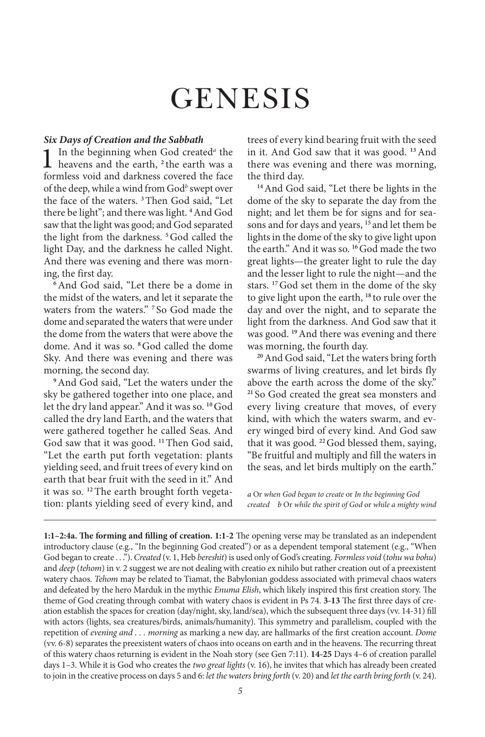# GENESIS

### *Six Days of Creation and the Sabbath*

1 In the beginning when God created[a] the heavens and the earth, [2] the earth was a formless void and darkness covered the face of the deep, while a wind from God[b] swept over the face of the waters. [3] Then God said, "Let there be light"; and there was light. [4] And God saw that the light was good; and God separated the light from the darkness. [5] God called the light Day, and the darkness he called Night. And there was evening and there was morning, the first day.

[6] And God said, "Let there be a dome in the midst of the waters, and let it separate the waters from the waters." [7] So God made the dome and separated the waters that were under the dome from the waters that were above the dome. And it was so. [8] God called the dome Sky. And there was evening and there was morning, the second day.

[9] And God said, "Let the waters under the sky be gathered together into one place, and let the dry land appear." And it was so. [10] God called the dry land Earth, and the waters that were gathered together he called Seas. And God saw that it was good. [11] Then God said, "Let the earth put forth vegetation: plants yielding seed, and fruit trees of every kind on earth that bear fruit with the seed in it." And it was so. [12] The earth brought forth vegetation: plants yielding seed of every kind, and trees of every kind bearing fruit with the seed in it. And God saw that it was good. [13] And there was evening and there was morning, the third day.

[14] And God said, "Let there be lights in the dome of the sky to separate the day from the night; and let them be for signs and for seasons and for days and years, [15] and let them be lights in the dome of the sky to give light upon the earth." And it was so. [16] God made the two great lights—the greater light to rule the day and the lesser light to rule the night—and the stars. [17] God set them in the dome of the sky to give light upon the earth, [18] to rule over the day and over the night, and to separate the light from the darkness. And God saw that it was good. [19] And there was evening and there was morning, the fourth day.

[20] And God said, "Let the waters bring forth swarms of living creatures, and let birds fly above the earth across the dome of the sky." [21] So God created the great sea monsters and every living creature that moves, of every kind, with which the waters swarm, and every winged bird of every kind. And God saw that it was good. [22] God blessed them, saying, "Be fruitful and multiply and fill the waters in the seas, and let birds multiply on the earth."

*a* Or *when God began to create* or *In the beginning God created* *b* Or *while the spirit of God* or *while a mighty wind*

---

**1:1–2:4a. The forming and filling of creation. 1:1-2** The opening verse may be translated as an independent introductory clause (e.g., "In the beginning God created") or as a dependent temporal statement (e.g., "When God began to create . . ."). *Created* (v. 1, Heb *bereshit*) is used only of God's creating. *Formless void* (*tohu wa bohu*) and *deep* (*tehom*) in v. 2 suggest we are not dealing with creatio ex nihilo but rather creation out of a preexistent watery chaos. *Tehom* may be related to Tiamat, the Babylonian goddess associated with primeval chaos waters and defeated by the hero Marduk in the mythic *Enuma Elish*, which likely inspired this first creation story. The theme of God creating through combat with watery chaos is evident in Ps 74. **3-13** The first three days of creation establish the spaces for creation (day/night, sky, land/sea), which the subsequent three days (vv. 14-31) fill with actors (lights, sea creatures/birds, animals/humanity). This symmetry and parallelism, coupled with the repetition of *evening and . . . morning* as marking a new day, are hallmarks of the first creation account. *Dome* (vv. 6-8) separates the preexistent waters of chaos into oceans on earth and in the heavens. The recurring threat of this watery chaos returning is evident in the Noah story (see Gen 7:11). **14-25** Days 4–6 of creation parallel days 1–3. While it is God who creates the *two great lights* (v. 16), he invites that which has already been created to join in the creative process on days 5 and 6: *let the waters bring forth* (v. 20) and *let the earth bring forth* (v. 24).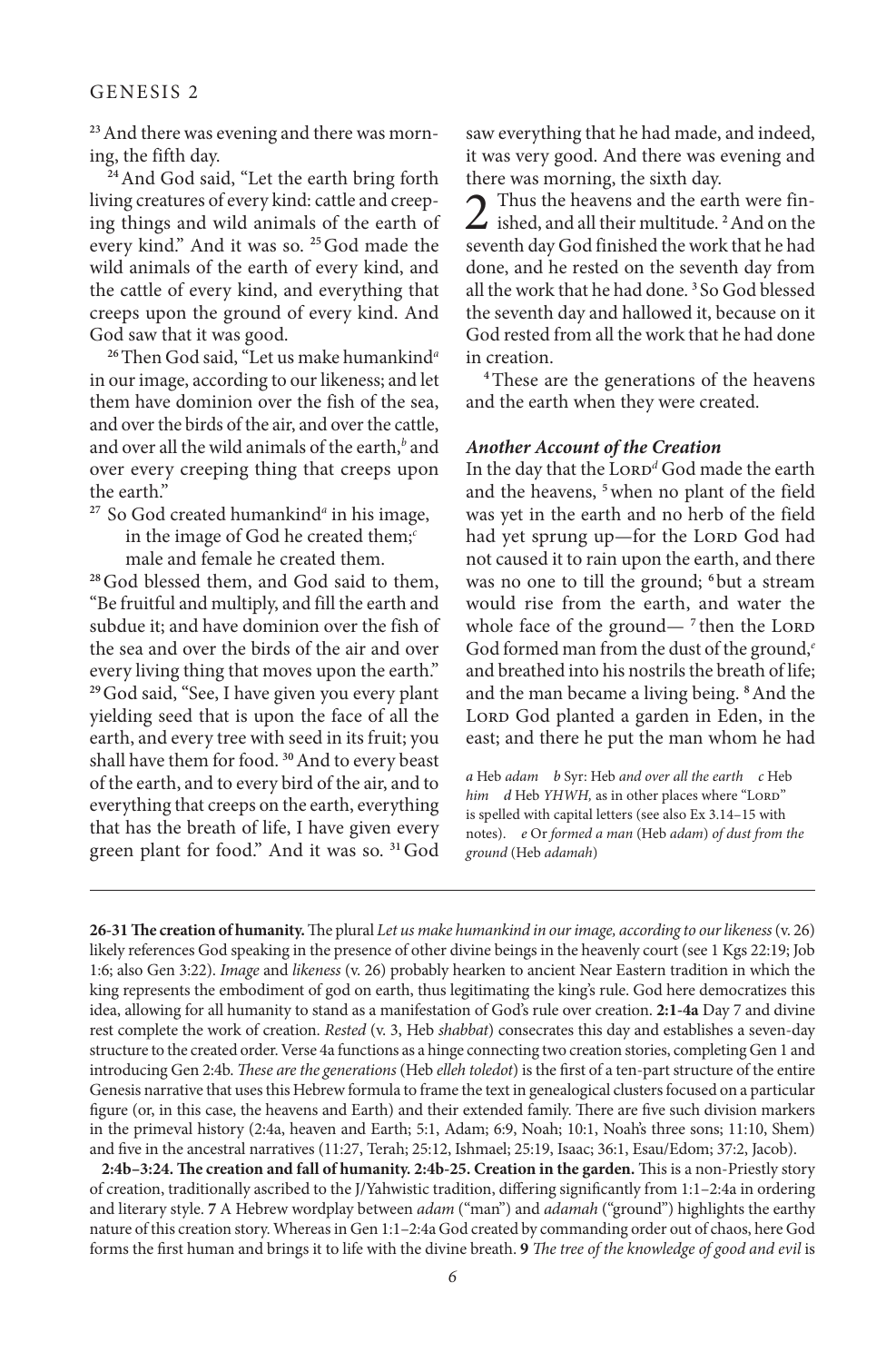[23] And there was evening and there was morning, the fifth day.

[24] And God said, "Let the earth bring forth living creatures of every kind: cattle and creeping things and wild animals of the earth of every kind." And it was so. [25] God made the wild animals of the earth of every kind, and the cattle of every kind, and everything that creeps upon the ground of every kind. And God saw that it was good.

[26] Then God said, "Let us make humankind[a] in our image, according to our likeness; and let them have dominion over the fish of the sea, and over the birds of the air, and over the cattle, and over all the wild animals of the earth,[b] and over every creeping thing that creeps upon the earth."

[27] So God created humankind[a] in his image,
in the image of God he created them;[c]
male and female he created them.

[28] God blessed them, and God said to them, "Be fruitful and multiply, and fill the earth and subdue it; and have dominion over the fish of the sea and over the birds of the air and over every living thing that moves upon the earth." [29] God said, "See, I have given you every plant yielding seed that is upon the face of all the earth, and every tree with seed in its fruit; you shall have them for food. [30] And to every beast of the earth, and to every bird of the air, and to everything that creeps on the earth, everything that has the breath of life, I have given every green plant for food." And it was so. [31] God saw everything that he had made, and indeed, it was very good. And there was evening and there was morning, the sixth day.

2 Thus the heavens and the earth were finished, and all their multitude. [2] And on the seventh day God finished the work that he had done, and he rested on the seventh day from all the work that he had done. [3] So God blessed the seventh day and hallowed it, because on it God rested from all the work that he had done in creation.

[4] These are the generations of the heavens and the earth when they were created.

### *Another Account of the Creation*

In the day that the LORD[d] God made the earth and the heavens, [5] when no plant of the field was yet in the earth and no herb of the field had yet sprung up—for the LORD God had not caused it to rain upon the earth, and there was no one to till the ground; [6] but a stream would rise from the earth, and water the whole face of the ground— [7] then the LORD God formed man from the dust of the ground,[e] and breathed into his nostrils the breath of life; and the man became a living being. [8] And the LORD God planted a garden in Eden, in the east; and there he put the man whom he had

*a* Heb *adam* *b* Syr: Heb *and over all the earth* *c* Heb *him* *d* Heb *YHWH,* as in other places where "LORD" is spelled with capital letters (see also Ex 3.14–15 with notes). *e* Or *formed a man* (Heb *adam*) *of dust from the ground* (Heb *adamah*)

---

**26-31 The creation of humanity.** The plural *Let us make humankind in our image, according to our likeness* (v. 26) likely references God speaking in the presence of other divine beings in the heavenly court (see 1 Kgs 22:19; Job 1:6; also Gen 3:22). *Image* and *likeness* (v. 26) probably hearken to ancient Near Eastern tradition in which the king represents the embodiment of god on earth, thus legitimating the king's rule. God here democratizes this idea, allowing for all humanity to stand as a manifestation of God's rule over creation. **2:1-4a** Day 7 and divine rest complete the work of creation. *Rested* (v. 3, Heb *shabbat*) consecrates this day and establishes a seven-day structure to the created order. Verse 4a functions as a hinge connecting two creation stories, completing Gen 1 and introducing Gen 2:4b. *These are the generations* (Heb *elleh toledot*) is the first of a ten-part structure of the entire Genesis narrative that uses this Hebrew formula to frame the text in genealogical clusters focused on a particular figure (or, in this case, the heavens and Earth) and their extended family. There are five such division markers in the primeval history (2:4a, heaven and Earth; 5:1, Adam; 6:9, Noah; 10:1, Noah's three sons; 11:10, Shem) and five in the ancestral narratives (11:27, Terah; 25:12, Ishmael; 25:19, Isaac; 36:1, Esau/Edom; 37:2, Jacob).

**2:4b–3:24. The creation and fall of humanity. 2:4b-25. Creation in the garden.** This is a non-Priestly story of creation, traditionally ascribed to the J/Yahwistic tradition, differing significantly from 1:1–2:4a in ordering and literary style. **7** A Hebrew wordplay between *adam* ("man") and *adamah* ("ground") highlights the earthy nature of this creation story. Whereas in Gen 1:1–2:4a God created by commanding order out of chaos, here God forms the first human and brings it to life with the divine breath. **9** *The tree of the knowledge of good and evil* is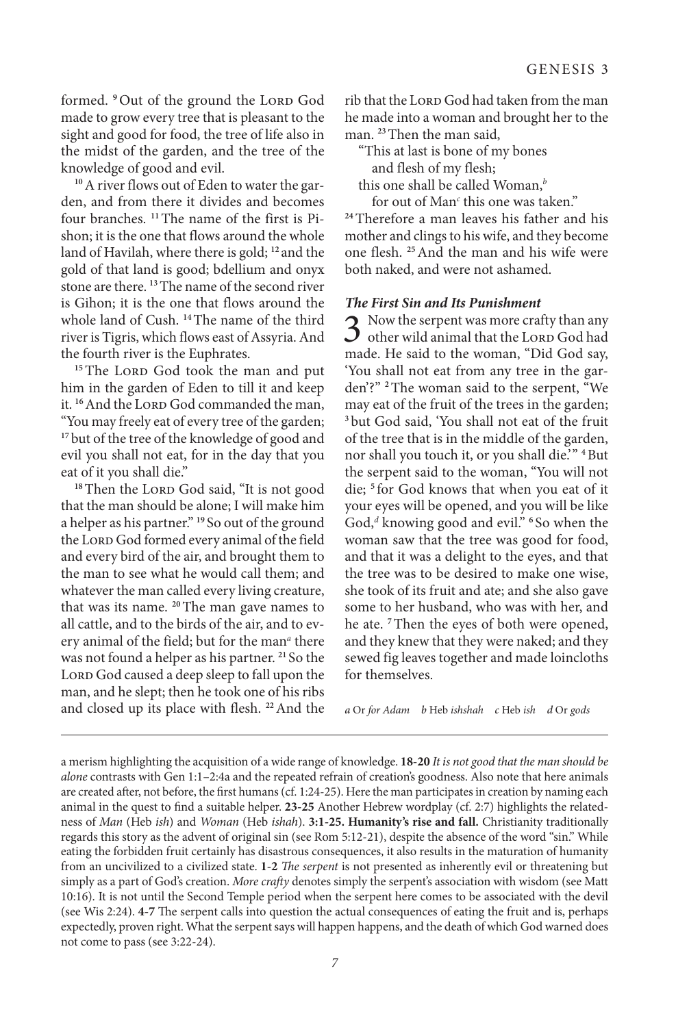formed. [9] Out of the ground the LORD God made to grow every tree that is pleasant to the sight and good for food, the tree of life also in the midst of the garden, and the tree of the knowledge of good and evil.

[10] A river flows out of Eden to water the garden, and from there it divides and becomes four branches. [11] The name of the first is Pishon; it is the one that flows around the whole land of Havilah, where there is gold; [12] and the gold of that land is good; bdellium and onyx stone are there. [13] The name of the second river is Gihon; it is the one that flows around the whole land of Cush. [14] The name of the third river is Tigris, which flows east of Assyria. And the fourth river is the Euphrates.

[15] The LORD God took the man and put him in the garden of Eden to till it and keep it. [16] And the LORD God commanded the man, "You may freely eat of every tree of the garden; [17] but of the tree of the knowledge of good and evil you shall not eat, for in the day that you eat of it you shall die."

[18] Then the LORD God said, "It is not good that the man should be alone; I will make him a helper as his partner." [19] So out of the ground the LORD God formed every animal of the field and every bird of the air, and brought them to the man to see what he would call them; and whatever the man called every living creature, that was its name. [20] The man gave names to all cattle, and to the birds of the air, and to every animal of the field; but for the man[a] there was not found a helper as his partner. [21] So the LORD God caused a deep sleep to fall upon the man, and he slept; then he took one of his ribs and closed up its place with flesh. [22] And the rib that the LORD God had taken from the man he made into a woman and brought her to the man. [23] Then the man said,

"This at last is bone of my bones
and flesh of my flesh;
this one shall be called Woman,[b]
for out of Man[c] this one was taken."

[24] Therefore a man leaves his father and his mother and clings to his wife, and they become one flesh. [25] And the man and his wife were both naked, and were not ashamed.

### *The First Sin and Its Punishment*

3 Now the serpent was more crafty than any other wild animal that the LORD God had made. He said to the woman, "Did God say, 'You shall not eat from any tree in the garden'?" [2] The woman said to the serpent, "We may eat of the fruit of the trees in the garden; [3] but God said, 'You shall not eat of the fruit of the tree that is in the middle of the garden, nor shall you touch it, or you shall die.'" [4] But the serpent said to the woman, "You will not die; [5] for God knows that when you eat of it your eyes will be opened, and you will be like God,[d] knowing good and evil." [6] So when the woman saw that the tree was good for food, and that it was a delight to the eyes, and that the tree was to be desired to make one wise, she took of its fruit and ate; and she also gave some to her husband, who was with her, and he ate. [7] Then the eyes of both were opened, and they knew that they were naked; and they sewed fig leaves together and made loincloths for themselves.

*a* Or *for Adam* *b* Heb *ishshah* *c* Heb *ish* *d* Or *gods*

---

a merism highlighting the acquisition of a wide range of knowledge. **18-20** *It is not good that the man should be alone* contrasts with Gen 1:1–2:4a and the repeated refrain of creation's goodness. Also note that here animals are created after, not before, the first humans (cf. 1:24-25). Here the man participates in creation by naming each animal in the quest to find a suitable helper. **23-25** Another Hebrew wordplay (cf. 2:7) highlights the relatedness of *Man* (Heb *ish*) and *Woman* (Heb *ishah*). **3:1-25. Humanity's rise and fall.** Christianity traditionally regards this story as the advent of original sin (see Rom 5:12-21), despite the absence of the word "sin." While eating the forbidden fruit certainly has disastrous consequences, it also results in the maturation of humanity from an uncivilized to a civilized state. **1-2** *The serpent* is not presented as inherently evil or threatening but simply as a part of God's creation. *More crafty* denotes simply the serpent's association with wisdom (see Matt 10:16). It is not until the Second Temple period when the serpent here comes to be associated with the devil (see Wis 2:24). **4-7** The serpent calls into question the actual consequences of eating the fruit and is, perhaps expectedly, proven right. What the serpent says will happen happens, and the death of which God warned does not come to pass (see 3:22-24).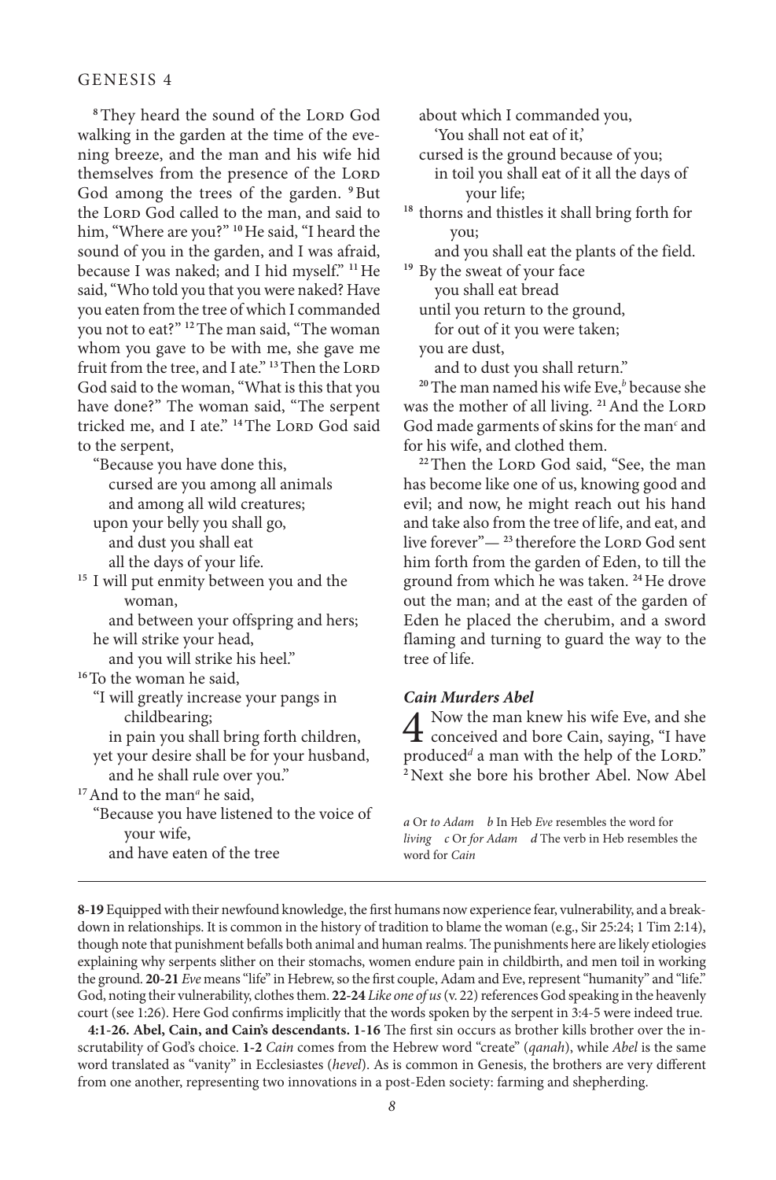[8] They heard the sound of the LORD God walking in the garden at the time of the evening breeze, and the man and his wife hid themselves from the presence of the LORD God among the trees of the garden. [9] But the LORD God called to the man, and said to him, "Where are you?" [10] He said, "I heard the sound of you in the garden, and I was afraid, because I was naked; and I hid myself." [11] He said, "Who told you that you were naked? Have you eaten from the tree of which I commanded you not to eat?" [12] The man said, "The woman whom you gave to be with me, she gave me fruit from the tree, and I ate." [13] Then the LORD God said to the woman, "What is this that you have done?" The woman said, "The serpent tricked me, and I ate." [14] The LORD God said to the serpent,

"Because you have done this,
 cursed are you among all animals
 and among all wild creatures;
upon your belly you shall go,
 and dust you shall eat
 all the days of your life.

[15] I will put enmity between you and the woman,
 and between your offspring and hers;
he will strike your head,
 and you will strike his heel."

[16] To the woman he said,

"I will greatly increase your pangs in childbearing;
 in pain you shall bring forth children,
yet your desire shall be for your husband,
 and he shall rule over you."

[17] And to the man[a] he said,

"Because you have listened to the voice of your wife,
 and have eaten of the tree
about which I commanded you,
 'You shall not eat of it,'
cursed is the ground because of you;
 in toil you shall eat of it all the days of your life;

[18] thorns and thistles it shall bring forth for you;
 and you shall eat the plants of the field.

[19] By the sweat of your face
 you shall eat bread
until you return to the ground,
 for out of it you were taken;
you are dust,
 and to dust you shall return."

[20] The man named his wife Eve,[b] because she was the mother of all living. [21] And the LORD God made garments of skins for the man[c] and for his wife, and clothed them.

[22] Then the LORD God said, "See, the man has become like one of us, knowing good and evil; and now, he might reach out his hand and take also from the tree of life, and eat, and live forever"— [23] therefore the LORD God sent him forth from the garden of Eden, to till the ground from which he was taken. [24] He drove out the man; and at the east of the garden of Eden he placed the cherubim, and a sword flaming and turning to guard the way to the tree of life.

### *Cain Murders Abel*

**4** Now the man knew his wife Eve, and she conceived and bore Cain, saying, "I have produced[d] a man with the help of the LORD." [2] Next she bore his brother Abel. Now Abel

*a* Or *to Adam* *b* In Heb *Eve* resembles the word for *living* *c* Or *for Adam* *d* The verb in Heb resembles the word for *Cain*

---

**8-19** Equipped with their newfound knowledge, the first humans now experience fear, vulnerability, and a breakdown in relationships. It is common in the history of tradition to blame the woman (e.g., Sir 25:24; 1 Tim 2:14), though note that punishment befalls both animal and human realms. The punishments here are likely etiologies explaining why serpents slither on their stomachs, women endure pain in childbirth, and men toil in working the ground. **20-21** *Eve* means "life" in Hebrew, so the first couple, Adam and Eve, represent "humanity" and "life." God, noting their vulnerability, clothes them. **22-24** *Like one of us* (v. 22) references God speaking in the heavenly court (see 1:26). Here God confirms implicitly that the words spoken by the serpent in 3:4-5 were indeed true.

**4:1-26. Abel, Cain, and Cain's descendants. 1-16** The first sin occurs as brother kills brother over the inscrutability of God's choice. **1-2** *Cain* comes from the Hebrew word "create" (*qanah*), while *Abel* is the same word translated as "vanity" in Ecclesiastes (*hevel*). As is common in Genesis, the brothers are very different from one another, representing two innovations in a post-Eden society: farming and shepherding.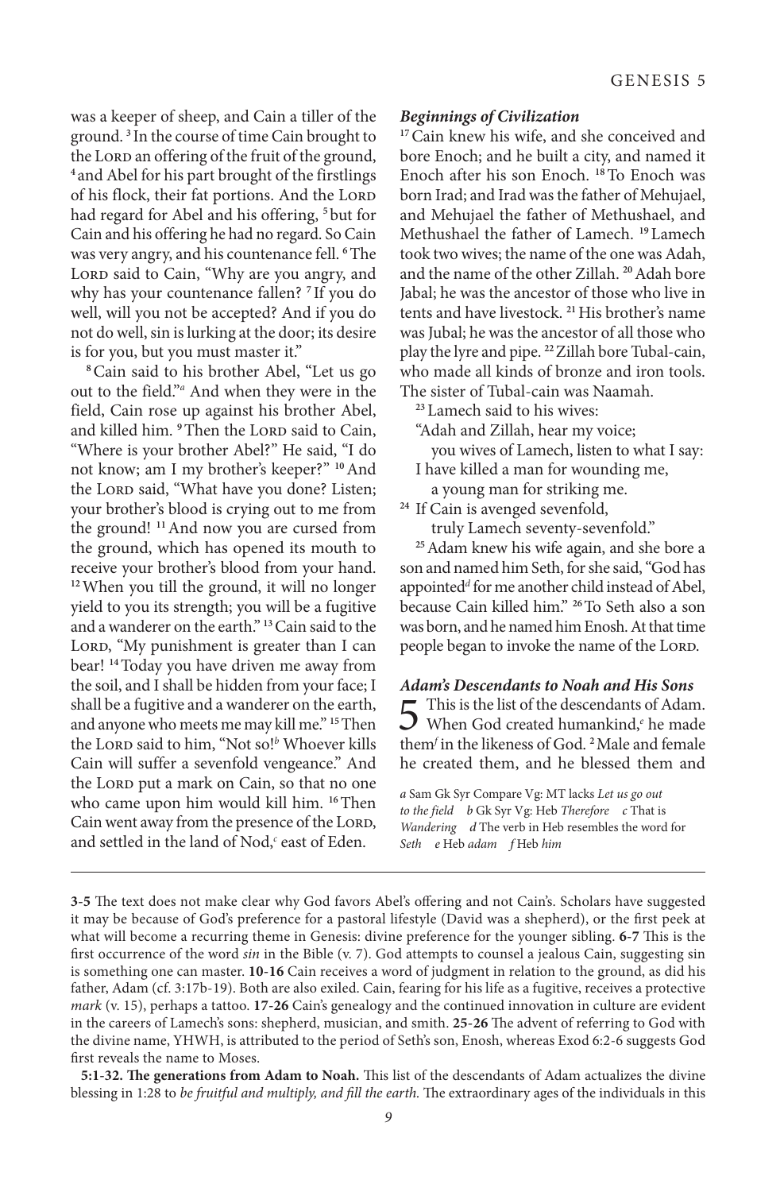was a keeper of sheep, and Cain a tiller of the ground. [3] In the course of time Cain brought to the LORD an offering of the fruit of the ground, [4] and Abel for his part brought of the firstlings of his flock, their fat portions. And the LORD had regard for Abel and his offering, [5] but for Cain and his offering he had no regard. So Cain was very angry, and his countenance fell. [6] The LORD said to Cain, "Why are you angry, and why has your countenance fallen? [7] If you do well, will you not be accepted? And if you do not do well, sin is lurking at the door; its desire is for you, but you must master it."

[8] Cain said to his brother Abel, "Let us go out to the field."[a] And when they were in the field, Cain rose up against his brother Abel, and killed him. [9] Then the LORD said to Cain, "Where is your brother Abel?" He said, "I do not know; am I my brother's keeper?" [10] And the LORD said, "What have you done? Listen; your brother's blood is crying out to me from the ground! [11] And now you are cursed from the ground, which has opened its mouth to receive your brother's blood from your hand. [12] When you till the ground, it will no longer yield to you its strength; you will be a fugitive and a wanderer on the earth." [13] Cain said to the LORD, "My punishment is greater than I can bear! [14] Today you have driven me away from the soil, and I shall be hidden from your face; I shall be a fugitive and a wanderer on the earth, and anyone who meets me may kill me." [15] Then the LORD said to him, "Not so![b] Whoever kills Cain will suffer a sevenfold vengeance." And the LORD put a mark on Cain, so that no one who came upon him would kill him. [16] Then Cain went away from the presence of the LORD, and settled in the land of Nod,[c] east of Eden.

### *Beginnings of Civilization*

[17] Cain knew his wife, and she conceived and bore Enoch; and he built a city, and named it Enoch after his son Enoch. [18] To Enoch was born Irad; and Irad was the father of Mehujael, and Mehujael the father of Methushael, and Methushael the father of Lamech. [19] Lamech took two wives; the name of the one was Adah, and the name of the other Zillah. [20] Adah bore Jabal; he was the ancestor of those who live in tents and have livestock. [21] His brother's name was Jubal; he was the ancestor of all those who play the lyre and pipe. [22] Zillah bore Tubal-cain, who made all kinds of bronze and iron tools. The sister of Tubal-cain was Naamah.

[23] Lamech said to his wives:
"Adah and Zillah, hear my voice;
  you wives of Lamech, listen to what I say:
I have killed a man for wounding me,
  a young man for striking me.
[24] If Cain is avenged sevenfold,
  truly Lamech seventy-sevenfold."

[25] Adam knew his wife again, and she bore a son and named him Seth, for she said, "God has appointed[d] for me another child instead of Abel, because Cain killed him." [26] To Seth also a son was born, and he named him Enosh. At that time people began to invoke the name of the LORD.

### *Adam's Descendants to Noah and His Sons*

**5** This is the list of the descendants of Adam. When God created humankind,[e] he made them[f] in the likeness of God. [2] Male and female he created them, and he blessed them and

*a* Sam Gk Syr Compare Vg: MT lacks *Let us go out to the field* *b* Gk Syr Vg: Heb *Therefore* *c* That is *Wandering* *d* The verb in Heb resembles the word for *Seth* *e* Heb *adam* *f* Heb *him*

---

**3-5** The text does not make clear why God favors Abel's offering and not Cain's. Scholars have suggested it may be because of God's preference for a pastoral lifestyle (David was a shepherd), or the first peek at what will become a recurring theme in Genesis: divine preference for the younger sibling. **6-7** This is the first occurrence of the word *sin* in the Bible (v. 7). God attempts to counsel a jealous Cain, suggesting sin is something one can master. **10-16** Cain receives a word of judgment in relation to the ground, as did his father, Adam (cf. 3:17b-19). Both are also exiled. Cain, fearing for his life as a fugitive, receives a protective *mark* (v. 15), perhaps a tattoo. **17-26** Cain's genealogy and the continued innovation in culture are evident in the careers of Lamech's sons: shepherd, musician, and smith. **25-26** The advent of referring to God with the divine name, YHWH, is attributed to the period of Seth's son, Enosh, whereas Exod 6:2-6 suggests God first reveals the name to Moses.

**5:1-32. The generations from Adam to Noah.** This list of the descendants of Adam actualizes the divine blessing in 1:28 to *be fruitful and multiply, and fill the earth.* The extraordinary ages of the individuals in this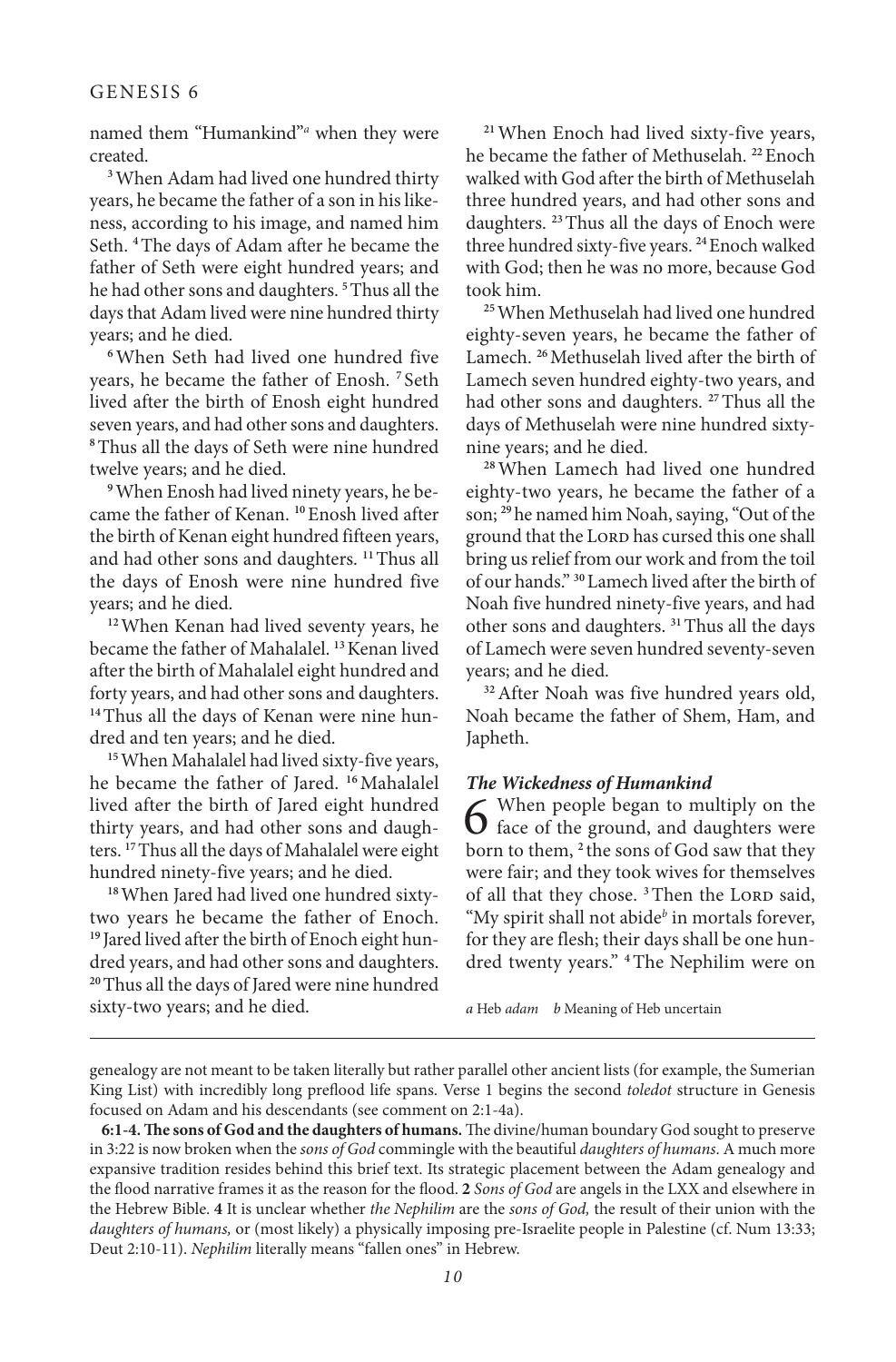named them "Humankind"[a] when they were created.

[3] When Adam had lived one hundred thirty years, he became the father of a son in his likeness, according to his image, and named him Seth. [4] The days of Adam after he became the father of Seth were eight hundred years; and he had other sons and daughters. [5] Thus all the days that Adam lived were nine hundred thirty years; and he died.

[6] When Seth had lived one hundred five years, he became the father of Enosh. [7] Seth lived after the birth of Enosh eight hundred seven years, and had other sons and daughters. [8] Thus all the days of Seth were nine hundred twelve years; and he died.

[9] When Enosh had lived ninety years, he became the father of Kenan. [10] Enosh lived after the birth of Kenan eight hundred fifteen years, and had other sons and daughters. [11] Thus all the days of Enosh were nine hundred five years; and he died.

[12] When Kenan had lived seventy years, he became the father of Mahalalel. [13] Kenan lived after the birth of Mahalalel eight hundred and forty years, and had other sons and daughters. [14] Thus all the days of Kenan were nine hundred and ten years; and he died.

[15] When Mahalalel had lived sixty-five years, he became the father of Jared. [16] Mahalalel lived after the birth of Jared eight hundred thirty years, and had other sons and daughters. [17] Thus all the days of Mahalalel were eight hundred ninety-five years; and he died.

[18] When Jared had lived one hundred sixty-two years he became the father of Enoch. [19] Jared lived after the birth of Enoch eight hundred years, and had other sons and daughters. [20] Thus all the days of Jared were nine hundred sixty-two years; and he died.

[21] When Enoch had lived sixty-five years, he became the father of Methuselah. [22] Enoch walked with God after the birth of Methuselah three hundred years, and had other sons and daughters. [23] Thus all the days of Enoch were three hundred sixty-five years. [24] Enoch walked with God; then he was no more, because God took him.

[25] When Methuselah had lived one hundred eighty-seven years, he became the father of Lamech. [26] Methuselah lived after the birth of Lamech seven hundred eighty-two years, and had other sons and daughters. [27] Thus all the days of Methuselah were nine hundred sixty-nine years; and he died.

[28] When Lamech had lived one hundred eighty-two years, he became the father of a son; [29] he named him Noah, saying, "Out of the ground that the LORD has cursed this one shall bring us relief from our work and from the toil of our hands." [30] Lamech lived after the birth of Noah five hundred ninety-five years, and had other sons and daughters. [31] Thus all the days of Lamech were seven hundred seventy-seven years; and he died.

[32] After Noah was five hundred years old, Noah became the father of Shem, Ham, and Japheth.

### *The Wickedness of Humankind*

**6** When people began to multiply on the face of the ground, and daughters were born to them, [2] the sons of God saw that they were fair; and they took wives for themselves of all that they chose. [3] Then the LORD said, "My spirit shall not abide[b] in mortals forever, for they are flesh; their days shall be one hundred twenty years." [4] The Nephilim were on

*a* Heb *adam* *b* Meaning of Heb uncertain

---

genealogy are not meant to be taken literally but rather parallel other ancient lists (for example, the Sumerian King List) with incredibly long preflood life spans. Verse 1 begins the second *toledot* structure in Genesis focused on Adam and his descendants (see comment on 2:1-4a).

**6:1-4. The sons of God and the daughters of humans.** The divine/human boundary God sought to preserve in 3:22 is now broken when the *sons of God* commingle with the beautiful *daughters of humans*. A much more expansive tradition resides behind this brief text. Its strategic placement between the Adam genealogy and the flood narrative frames it as the reason for the flood. **2** *Sons of God* are angels in the LXX and elsewhere in the Hebrew Bible. **4** It is unclear whether *the Nephilim* are the *sons of God,* the result of their union with the *daughters of humans,* or (most likely) a physically imposing pre-Israelite people in Palestine (cf. Num 13:33; Deut 2:10-11). *Nephilim* literally means "fallen ones" in Hebrew.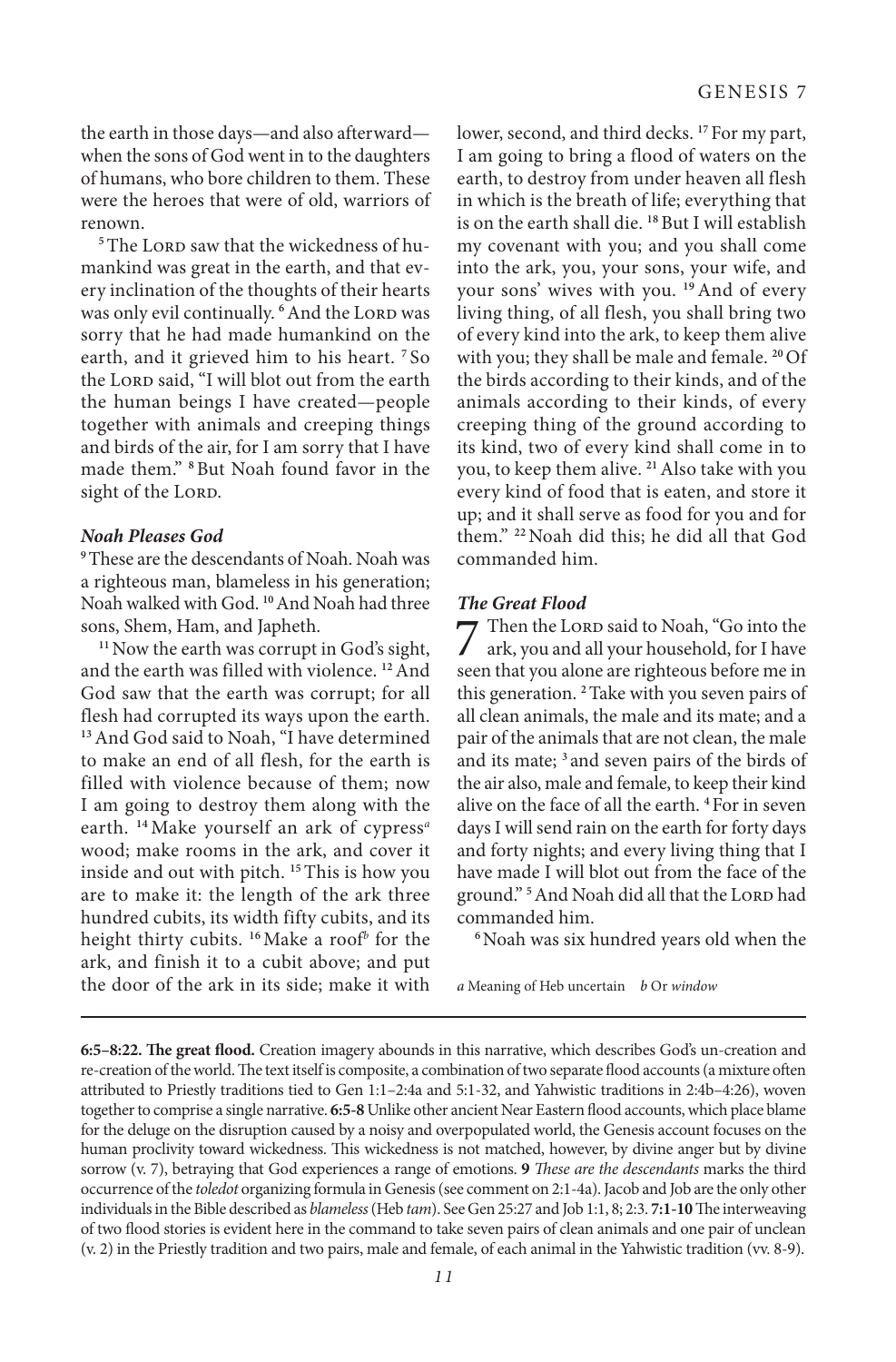the earth in those days—and also afterward—when the sons of God went in to the daughters of humans, who bore children to them. These were the heroes that were of old, warriors of renown.

[5] The LORD saw that the wickedness of humankind was great in the earth, and that every inclination of the thoughts of their hearts was only evil continually. [6] And the LORD was sorry that he had made humankind on the earth, and it grieved him to his heart. [7] So the LORD said, "I will blot out from the earth the human beings I have created—people together with animals and creeping things and birds of the air, for I am sorry that I have made them." [8] But Noah found favor in the sight of the LORD.

### *Noah Pleases God*

[9] These are the descendants of Noah. Noah was a righteous man, blameless in his generation; Noah walked with God. [10] And Noah had three sons, Shem, Ham, and Japheth.

[11] Now the earth was corrupt in God's sight, and the earth was filled with violence. [12] And God saw that the earth was corrupt; for all flesh had corrupted its ways upon the earth. [13] And God said to Noah, "I have determined to make an end of all flesh, for the earth is filled with violence because of them; now I am going to destroy them along with the earth. [14] Make yourself an ark of cypress[a] wood; make rooms in the ark, and cover it inside and out with pitch. [15] This is how you are to make it: the length of the ark three hundred cubits, its width fifty cubits, and its height thirty cubits. [16] Make a roof[b] for the ark, and finish it to a cubit above; and put the door of the ark in its side; make it with lower, second, and third decks. [17] For my part, I am going to bring a flood of waters on the earth, to destroy from under heaven all flesh in which is the breath of life; everything that is on the earth shall die. [18] But I will establish my covenant with you; and you shall come into the ark, you, your sons, your wife, and your sons' wives with you. [19] And of every living thing, of all flesh, you shall bring two of every kind into the ark, to keep them alive with you; they shall be male and female. [20] Of the birds according to their kinds, and of the animals according to their kinds, of every creeping thing of the ground according to its kind, two of every kind shall come in to you, to keep them alive. [21] Also take with you every kind of food that is eaten, and store it up; and it shall serve as food for you and for them." [22] Noah did this; he did all that God commanded him.

### *The Great Flood*

7 Then the LORD said to Noah, "Go into the ark, you and all your household, for I have seen that you alone are righteous before me in this generation. [2] Take with you seven pairs of all clean animals, the male and its mate; and a pair of the animals that are not clean, the male and its mate; [3] and seven pairs of the birds of the air also, male and female, to keep their kind alive on the face of all the earth. [4] For in seven days I will send rain on the earth for forty days and forty nights; and every living thing that I have made I will blot out from the face of the ground." [5] And Noah did all that the LORD had commanded him.

[6] Noah was six hundred years old when the

*a* Meaning of Heb uncertain *b* Or *window*

---

**6:5–8:22. The great flood.** Creation imagery abounds in this narrative, which describes God's un-creation and re-creation of the world. The text itself is composite, a combination of two separate flood accounts (a mixture often attributed to Priestly traditions tied to Gen 1:1–2:4a and 5:1-32, and Yahwistic traditions in 2:4b–4:26), woven together to comprise a single narrative. **6:5-8** Unlike other ancient Near Eastern flood accounts, which place blame for the deluge on the disruption caused by a noisy and overpopulated world, the Genesis account focuses on the human proclivity toward wickedness. This wickedness is not matched, however, by divine anger but by divine sorrow (v. 7), betraying that God experiences a range of emotions. **9** *These are the descendants* marks the third occurrence of the *toledot* organizing formula in Genesis (see comment on 2:1-4a). Jacob and Job are the only other individuals in the Bible described as *blameless* (Heb *tam*). See Gen 25:27 and Job 1:1, 8; 2:3. **7:1-10** The interweaving of two flood stories is evident here in the command to take seven pairs of clean animals and one pair of unclean (v. 2) in the Priestly tradition and two pairs, male and female, of each animal in the Yahwistic tradition (vv. 8-9).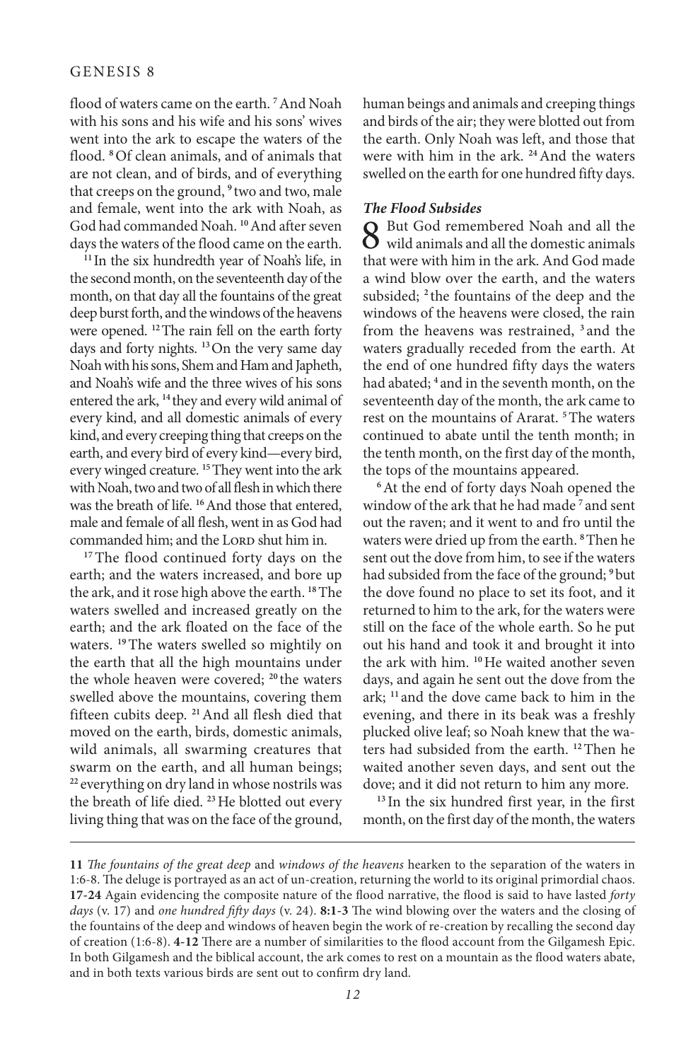flood of waters came on the earth. [7] And Noah with his sons and his wife and his sons' wives went into the ark to escape the waters of the flood. [8] Of clean animals, and of animals that are not clean, and of birds, and of everything that creeps on the ground, [9] two and two, male and female, went into the ark with Noah, as God had commanded Noah. [10] And after seven days the waters of the flood came on the earth.

[11] In the six hundredth year of Noah's life, in the second month, on the seventeenth day of the month, on that day all the fountains of the great deep burst forth, and the windows of the heavens were opened. [12] The rain fell on the earth forty days and forty nights. [13] On the very same day Noah with his sons, Shem and Ham and Japheth, and Noah's wife and the three wives of his sons entered the ark, [14] they and every wild animal of every kind, and all domestic animals of every kind, and every creeping thing that creeps on the earth, and every bird of every kind—every bird, every winged creature. [15] They went into the ark with Noah, two and two of all flesh in which there was the breath of life. [16] And those that entered, male and female of all flesh, went in as God had commanded him; and the LORD shut him in.

[17] The flood continued forty days on the earth; and the waters increased, and bore up the ark, and it rose high above the earth. [18] The waters swelled and increased greatly on the earth; and the ark floated on the face of the waters. [19] The waters swelled so mightily on the earth that all the high mountains under the whole heaven were covered; [20] the waters swelled above the mountains, covering them fifteen cubits deep. [21] And all flesh died that moved on the earth, birds, domestic animals, wild animals, all swarming creatures that swarm on the earth, and all human beings; [22] everything on dry land in whose nostrils was the breath of life died. [23] He blotted out every living thing that was on the face of the ground, human beings and animals and creeping things and birds of the air; they were blotted out from the earth. Only Noah was left, and those that were with him in the ark. [24] And the waters swelled on the earth for one hundred fifty days.

### *The Flood Subsides*

**8** But God remembered Noah and all the wild animals and all the domestic animals that were with him in the ark. And God made a wind blow over the earth, and the waters subsided; [2] the fountains of the deep and the windows of the heavens were closed, the rain from the heavens was restrained, [3] and the waters gradually receded from the earth. At the end of one hundred fifty days the waters had abated; [4] and in the seventh month, on the seventeenth day of the month, the ark came to rest on the mountains of Ararat. [5] The waters continued to abate until the tenth month; in the tenth month, on the first day of the month, the tops of the mountains appeared.

[6] At the end of forty days Noah opened the window of the ark that he had made [7] and sent out the raven; and it went to and fro until the waters were dried up from the earth. [8] Then he sent out the dove from him, to see if the waters had subsided from the face of the ground; [9] but the dove found no place to set its foot, and it returned to him to the ark, for the waters were still on the face of the whole earth. So he put out his hand and took it and brought it into the ark with him. [10] He waited another seven days, and again he sent out the dove from the ark; [11] and the dove came back to him in the evening, and there in its beak was a freshly plucked olive leaf; so Noah knew that the waters had subsided from the earth. [12] Then he waited another seven days, and sent out the dove; and it did not return to him any more.

[13] In the six hundred first year, in the first month, on the first day of the month, the waters

---

**11** *The fountains of the great deep* and *windows of the heavens* hearken to the separation of the waters in 1:6-8. The deluge is portrayed as an act of un-creation, returning the world to its original primordial chaos. **17-24** Again evidencing the composite nature of the flood narrative, the flood is said to have lasted *forty days* (v. 17) and *one hundred fifty days* (v. 24). **8:1-3** The wind blowing over the waters and the closing of the fountains of the deep and windows of heaven begin the work of re-creation by recalling the second day of creation (1:6-8). **4-12** There are a number of similarities to the flood account from the Gilgamesh Epic. In both Gilgamesh and the biblical account, the ark comes to rest on a mountain as the flood waters abate, and in both texts various birds are sent out to confirm dry land.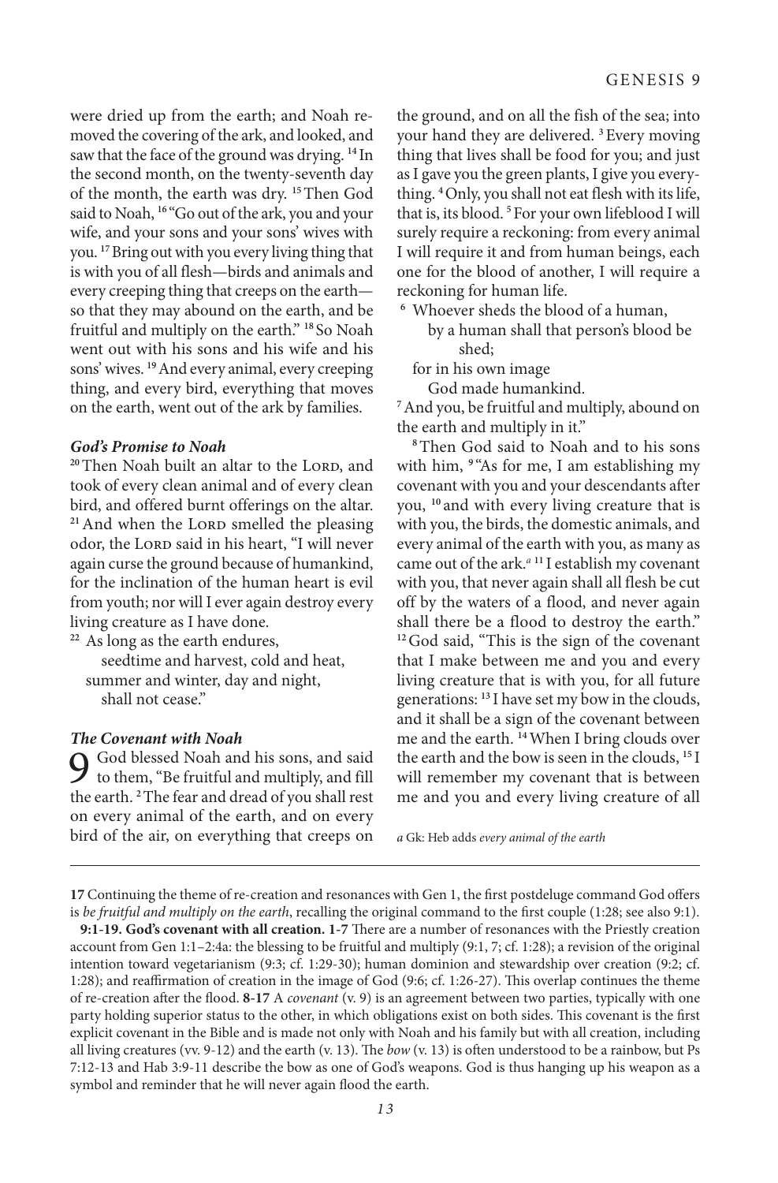were dried up from the earth; and Noah removed the covering of the ark, and looked, and saw that the face of the ground was drying. [14] In the second month, on the twenty-seventh day of the month, the earth was dry. [15] Then God said to Noah, [16] "Go out of the ark, you and your wife, and your sons and your sons' wives with you. [17] Bring out with you every living thing that is with you of all flesh—birds and animals and every creeping thing that creeps on the earth—so that they may abound on the earth, and be fruitful and multiply on the earth." [18] So Noah went out with his sons and his wife and his sons' wives. [19] And every animal, every creeping thing, and every bird, everything that moves on the earth, went out of the ark by families.

### *God's Promise to Noah*

[20] Then Noah built an altar to the LORD, and took of every clean animal and of every clean bird, and offered burnt offerings on the altar. [21] And when the LORD smelled the pleasing odor, the LORD said in his heart, "I will never again curse the ground because of humankind, for the inclination of the human heart is evil from youth; nor will I ever again destroy every living creature as I have done.

[22] As long as the earth endures,
seedtime and harvest, cold and heat,
summer and winter, day and night,
shall not cease."

### *The Covenant with Noah*

**9** God blessed Noah and his sons, and said to them, "Be fruitful and multiply, and fill the earth. [2] The fear and dread of you shall rest on every animal of the earth, and on every bird of the air, on everything that creeps on the ground, and on all the fish of the sea; into your hand they are delivered. [3] Every moving thing that lives shall be food for you; and just as I gave you the green plants, I give you everything. [4] Only, you shall not eat flesh with its life, that is, its blood. [5] For your own lifeblood I will surely require a reckoning: from every animal I will require it and from human beings, each one for the blood of another, I will require a reckoning for human life.

[6] Whoever sheds the blood of a human,
by a human shall that person's blood be shed;
for in his own image
God made humankind.

[7] And you, be fruitful and multiply, abound on the earth and multiply in it."

[8] Then God said to Noah and to his sons with him, [9] "As for me, I am establishing my covenant with you and your descendants after you, [10] and with every living creature that is with you, the birds, the domestic animals, and every animal of the earth with you, as many as came out of the ark.[a] [11] I establish my covenant with you, that never again shall all flesh be cut off by the waters of a flood, and never again shall there be a flood to destroy the earth." [12] God said, "This is the sign of the covenant that I make between me and you and every living creature that is with you, for all future generations: [13] I have set my bow in the clouds, and it shall be a sign of the covenant between me and the earth. [14] When I bring clouds over the earth and the bow is seen in the clouds, [15] I will remember my covenant that is between me and you and every living creature of all

*a* Gk: Heb adds *every animal of the earth*

---

**17** Continuing the theme of re-creation and resonances with Gen 1, the first postdeluge command God offers is *be fruitful and multiply on the earth*, recalling the original command to the first couple (1:28; see also 9:1).

**9:1-19. God's covenant with all creation. 1-7** There are a number of resonances with the Priestly creation account from Gen 1:1–2:4a: the blessing to be fruitful and multiply (9:1, 7; cf. 1:28); a revision of the original intention toward vegetarianism (9:3; cf. 1:29-30); human dominion and stewardship over creation (9:2; cf. 1:28); and reaffirmation of creation in the image of God (9:6; cf. 1:26-27). This overlap continues the theme of re-creation after the flood. **8-17** A *covenant* (v. 9) is an agreement between two parties, typically with one party holding superior status to the other, in which obligations exist on both sides. This covenant is the first explicit covenant in the Bible and is made not only with Noah and his family but with all creation, including all living creatures (vv. 9-12) and the earth (v. 13). The *bow* (v. 13) is often understood to be a rainbow, but Ps 7:12-13 and Hab 3:9-11 describe the bow as one of God's weapons. God is thus hanging up his weapon as a symbol and reminder that he will never again flood the earth.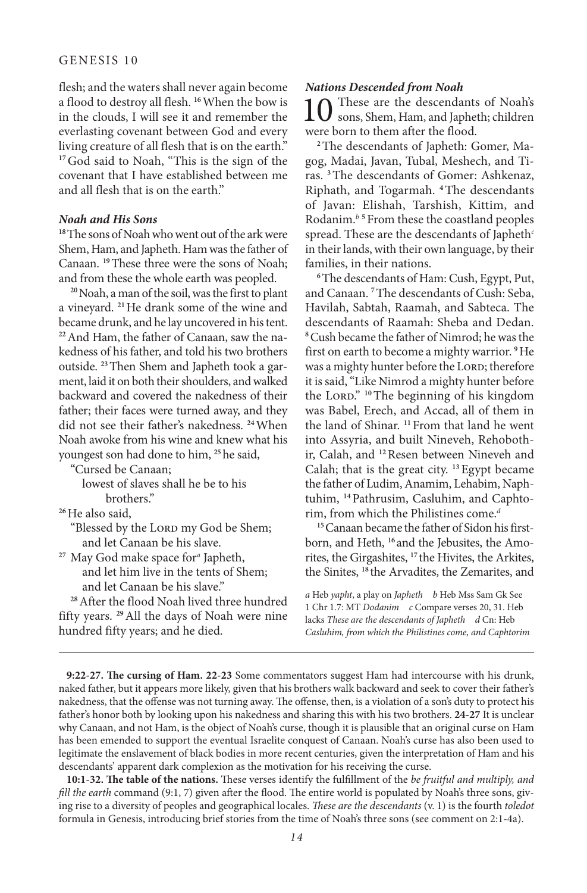flesh; and the waters shall never again become a flood to destroy all flesh. [16] When the bow is in the clouds, I will see it and remember the everlasting covenant between God and every living creature of all flesh that is on the earth." [17] God said to Noah, "This is the sign of the covenant that I have established between me and all flesh that is on the earth."

### *Noah and His Sons*

[18] The sons of Noah who went out of the ark were Shem, Ham, and Japheth. Ham was the father of Canaan. [19] These three were the sons of Noah; and from these the whole earth was peopled.

[20] Noah, a man of the soil, was the first to plant a vineyard. [21] He drank some of the wine and became drunk, and he lay uncovered in his tent. [22] And Ham, the father of Canaan, saw the nakedness of his father, and told his two brothers outside. [23] Then Shem and Japheth took a garment, laid it on both their shoulders, and walked backward and covered the nakedness of their father; their faces were turned away, and they did not see their father's nakedness. [24] When Noah awoke from his wine and knew what his youngest son had done to him, [25] he said,

"Cursed be Canaan;
lowest of slaves shall he be to his brothers."

[26] He also said,

"Blessed by the LORD my God be Shem;
and let Canaan be his slave.

[27] May God make space for[a] Japheth,
and let him live in the tents of Shem;
and let Canaan be his slave."

[28] After the flood Noah lived three hundred fifty years. [29] All the days of Noah were nine hundred fifty years; and he died.

### *Nations Descended from Noah*

**10** These are the descendants of Noah's sons, Shem, Ham, and Japheth; children were born to them after the flood.

[2] The descendants of Japheth: Gomer, Magog, Madai, Javan, Tubal, Meshech, and Tiras. [3] The descendants of Gomer: Ashkenaz, Riphath, and Togarmah. [4] The descendants of Javan: Elishah, Tarshish, Kittim, and Rodanim.[b] [5] From these the coastland peoples spread. These are the descendants of Japheth[c] in their lands, with their own language, by their families, in their nations.

[6] The descendants of Ham: Cush, Egypt, Put, and Canaan. [7] The descendants of Cush: Seba, Havilah, Sabtah, Raamah, and Sabteca. The descendants of Raamah: Sheba and Dedan. [8] Cush became the father of Nimrod; he was the first on earth to become a mighty warrior. [9] He was a mighty hunter before the LORD; therefore it is said, "Like Nimrod a mighty hunter before the LORD." [10] The beginning of his kingdom was Babel, Erech, and Accad, all of them in the land of Shinar. [11] From that land he went into Assyria, and built Nineveh, Rehoboth-ir, Calah, and [12] Resen between Nineveh and Calah; that is the great city. [13] Egypt became the father of Ludim, Anamim, Lehabim, Naphtuhim, [14] Pathrusim, Casluhim, and Caphtorim, from which the Philistines come.[d]

[15] Canaan became the father of Sidon his firstborn, and Heth, [16] and the Jebusites, the Amorites, the Girgashites, [17] the Hivites, the Arkites, the Sinites, [18] the Arvadites, the Zemarites, and

*a* Heb *yapht*, a play on *Japheth* *b* Heb Mss Sam Gk See 1 Chr 1.7: MT *Dodanim* *c* Compare verses 20, 31. Heb lacks *These are the descendants of Japheth* *d* Cn: Heb *Casluhim, from which the Philistines come, and Caphtorim*

---

**9:22-27. The cursing of Ham. 22-23** Some commentators suggest Ham had intercourse with his drunk, naked father, but it appears more likely, given that his brothers walk backward and seek to cover their father's nakedness, that the offense was not turning away. The offense, then, is a violation of a son's duty to protect his father's honor both by looking upon his nakedness and sharing this with his two brothers. **24-27** It is unclear why Canaan, and not Ham, is the object of Noah's curse, though it is plausible that an original curse on Ham has been emended to support the eventual Israelite conquest of Canaan. Noah's curse has also been used to legitimate the enslavement of black bodies in more recent centuries, given the interpretation of Ham and his descendants' apparent dark complexion as the motivation for his receiving the curse.

**10:1-32. The table of the nations.** These verses identify the fulfillment of the *be fruitful and multiply, and fill the earth* command (9:1, 7) given after the flood. The entire world is populated by Noah's three sons, giving rise to a diversity of peoples and geographical locales. *These are the descendants* (v. 1) is the fourth *toledot* formula in Genesis, introducing brief stories from the time of Noah's three sons (see comment on 2:1-4a).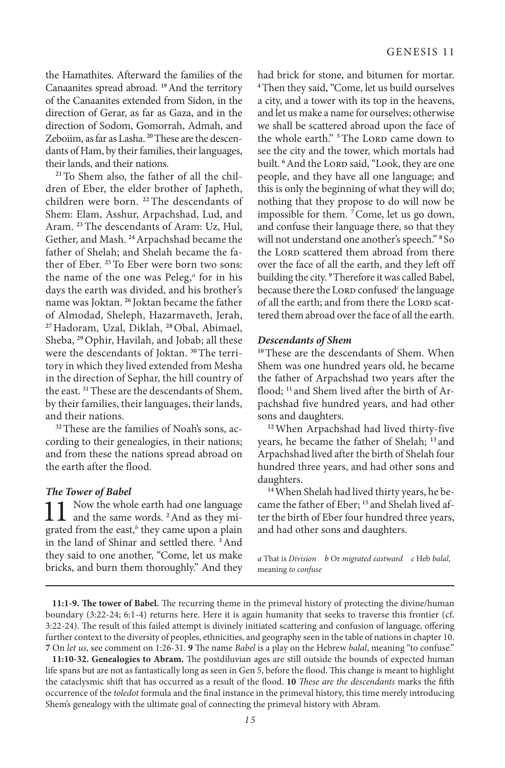the Hamathites. Afterward the families of the Canaanites spread abroad. [19] And the territory of the Canaanites extended from Sidon, in the direction of Gerar, as far as Gaza, and in the direction of Sodom, Gomorrah, Admah, and Zeboiim, as far as Lasha. [20] These are the descendants of Ham, by their families, their languages, their lands, and their nations.

[21] To Shem also, the father of all the children of Eber, the elder brother of Japheth, children were born. [22] The descendants of Shem: Elam, Asshur, Arpachshad, Lud, and Aram. [23] The descendants of Aram: Uz, Hul, Gether, and Mash. [24] Arpachshad became the father of Shelah; and Shelah became the father of Eber. [25] To Eber were born two sons: the name of the one was Peleg,[a] for in his days the earth was divided, and his brother's name was Joktan. [26] Joktan became the father of Almodad, Sheleph, Hazarmaveth, Jerah, [27] Hadoram, Uzal, Diklah, [28] Obal, Abimael, Sheba, [29] Ophir, Havilah, and Jobab; all these were the descendants of Joktan. [30] The territory in which they lived extended from Mesha in the direction of Sephar, the hill country of the east. [31] These are the descendants of Shem, by their families, their languages, their lands, and their nations.

[32] These are the families of Noah's sons, according to their genealogies, in their nations; and from these the nations spread abroad on the earth after the flood.

### *The Tower of Babel*

11 Now the whole earth had one language and the same words. [2] And as they migrated from the east,[b] they came upon a plain in the land of Shinar and settled there. [3] And they said to one another, "Come, let us make bricks, and burn them thoroughly." And they had brick for stone, and bitumen for mortar. [4] Then they said, "Come, let us build ourselves a city, and a tower with its top in the heavens, and let us make a name for ourselves; otherwise we shall be scattered abroad upon the face of the whole earth." [5] The LORD came down to see the city and the tower, which mortals had built. [6] And the LORD said, "Look, they are one people, and they have all one language; and this is only the beginning of what they will do; nothing that they propose to do will now be impossible for them. [7] Come, let us go down, and confuse their language there, so that they will not understand one another's speech." [8] So the LORD scattered them abroad from there over the face of all the earth, and they left off building the city. [9] Therefore it was called Babel, because there the LORD confused[c] the language of all the earth; and from there the LORD scattered them abroad over the face of all the earth.

### *Descendants of Shem*

[10] These are the descendants of Shem. When Shem was one hundred years old, he became the father of Arpachshad two years after the flood; [11] and Shem lived after the birth of Arpachshad five hundred years, and had other sons and daughters.

[12] When Arpachshad had lived thirty-five years, he became the father of Shelah; [13] and Arpachshad lived after the birth of Shelah four hundred three years, and had other sons and daughters.

[14] When Shelah had lived thirty years, he became the father of Eber; [15] and Shelah lived after the birth of Eber four hundred three years, and had other sons and daughters.

*a* That is *Division* *b* Or *migrated eastward* *c* Heb *balal*, meaning *to confuse*

---

**11:1-9. The tower of Babel.** The recurring theme in the primeval history of protecting the divine/human boundary (3:22-24; 6:1-4) returns here. Here it is again humanity that seeks to traverse this frontier (cf. 3:22-24). The result of this failed attempt is divinely initiated scattering and confusion of language, offering further context to the diversity of peoples, ethnicities, and geography seen in the table of nations in chapter 10. **7** On *let us*, see comment on 1:26-31. **9** The name *Babel* is a play on the Hebrew *balal*, meaning "to confuse."

**11:10-32. Genealogies to Abram.** The postdiluvian ages are still outside the bounds of expected human life spans but are not as fantastically long as seen in Gen 5, before the flood. This change is meant to highlight the cataclysmic shift that has occurred as a result of the flood. **10** *These are the descendants* marks the fifth occurrence of the *toledot* formula and the final instance in the primeval history, this time merely introducing Shem's genealogy with the ultimate goal of connecting the primeval history with Abram.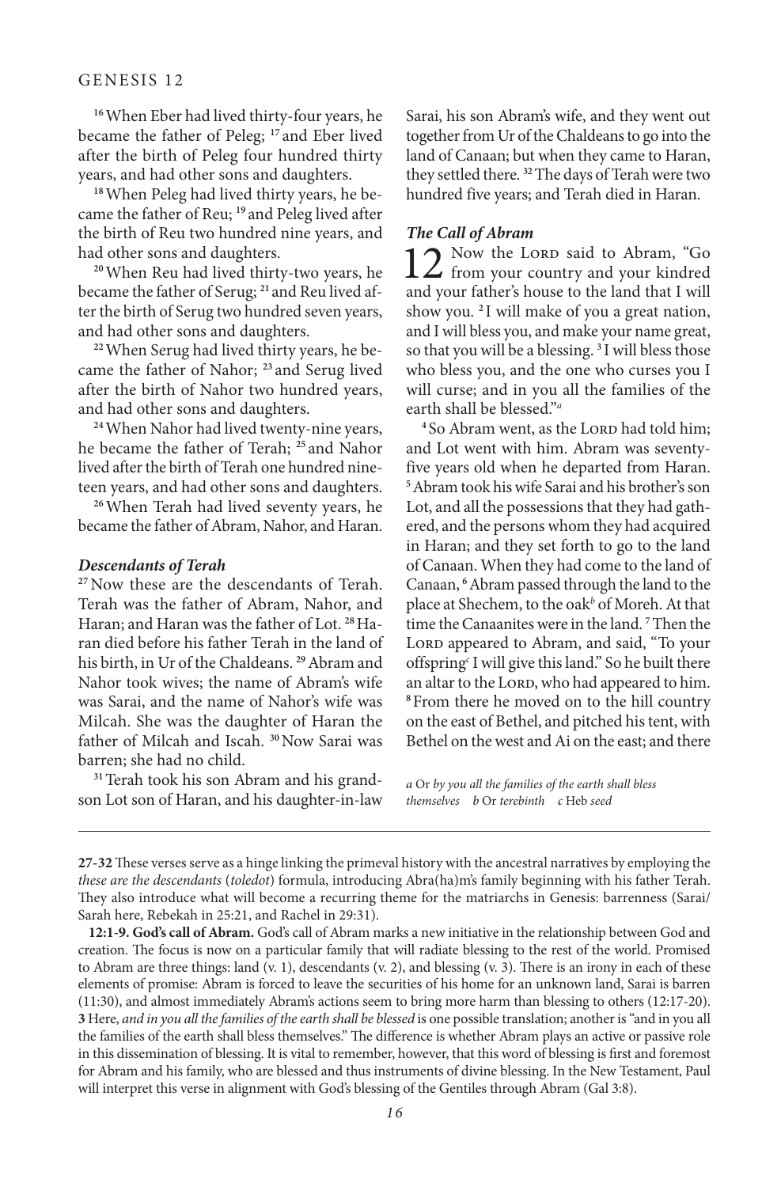[16] When Eber had lived thirty-four years, he became the father of Peleg; [17] and Eber lived after the birth of Peleg four hundred thirty years, and had other sons and daughters.

[18] When Peleg had lived thirty years, he became the father of Reu; [19] and Peleg lived after the birth of Reu two hundred nine years, and had other sons and daughters.

[20] When Reu had lived thirty-two years, he became the father of Serug; [21] and Reu lived after the birth of Serug two hundred seven years, and had other sons and daughters.

[22] When Serug had lived thirty years, he became the father of Nahor; [23] and Serug lived after the birth of Nahor two hundred years, and had other sons and daughters.

[24] When Nahor had lived twenty-nine years, he became the father of Terah; [25] and Nahor lived after the birth of Terah one hundred nineteen years, and had other sons and daughters.

[26] When Terah had lived seventy years, he became the father of Abram, Nahor, and Haran.

### *Descendants of Terah*

[27] Now these are the descendants of Terah. Terah was the father of Abram, Nahor, and Haran; and Haran was the father of Lot. [28] Haran died before his father Terah in the land of his birth, in Ur of the Chaldeans. [29] Abram and Nahor took wives; the name of Abram's wife was Sarai, and the name of Nahor's wife was Milcah. She was the daughter of Haran the father of Milcah and Iscah. [30] Now Sarai was barren; she had no child.

[31] Terah took his son Abram and his grandson Lot son of Haran, and his daughter-in-law Sarai, his son Abram's wife, and they went out together from Ur of the Chaldeans to go into the land of Canaan; but when they came to Haran, they settled there. [32] The days of Terah were two hundred five years; and Terah died in Haran.

### *The Call of Abram*

**12** Now the LORD said to Abram, "Go from your country and your kindred and your father's house to the land that I will show you. [2] I will make of you a great nation, and I will bless you, and make your name great, so that you will be a blessing. [3] I will bless those who bless you, and the one who curses you I will curse; and in you all the families of the earth shall be blessed."[a]

[4] So Abram went, as the LORD had told him; and Lot went with him. Abram was seventy-five years old when he departed from Haran. [5] Abram took his wife Sarai and his brother's son Lot, and all the possessions that they had gathered, and the persons whom they had acquired in Haran; and they set forth to go to the land of Canaan. When they had come to the land of Canaan, [6] Abram passed through the land to the place at Shechem, to the oak[b] of Moreh. At that time the Canaanites were in the land. [7] Then the LORD appeared to Abram, and said, "To your offspring[c] I will give this land." So he built there an altar to the LORD, who had appeared to him. [8] From there he moved on to the hill country on the east of Bethel, and pitched his tent, with Bethel on the west and Ai on the east; and there

*a* Or *by you all the families of the earth shall bless themselves* *b* Or *terebinth* *c* Heb *seed*

---

**27-32** These verses serve as a hinge linking the primeval history with the ancestral narratives by employing the *these are the descendants* (*toledot*) formula, introducing Abra(ha)m's family beginning with his father Terah. They also introduce what will become a recurring theme for the matriarchs in Genesis: barrenness (Sarai/Sarah here, Rebekah in 25:21, and Rachel in 29:31).

**12:1-9. God's call of Abram.** God's call of Abram marks a new initiative in the relationship between God and creation. The focus is now on a particular family that will radiate blessing to the rest of the world. Promised to Abram are three things: land (v. 1), descendants (v. 2), and blessing (v. 3). There is an irony in each of these elements of promise: Abram is forced to leave the securities of his home for an unknown land, Sarai is barren (11:30), and almost immediately Abram's actions seem to bring more harm than blessing to others (12:17-20). **3** Here, *and in you all the families of the earth shall be blessed* is one possible translation; another is "and in you all the families of the earth shall bless themselves." The difference is whether Abram plays an active or passive role in this dissemination of blessing. It is vital to remember, however, that this word of blessing is first and foremost for Abram and his family, who are blessed and thus instruments of divine blessing. In the New Testament, Paul will interpret this verse in alignment with God's blessing of the Gentiles through Abram (Gal 3:8).